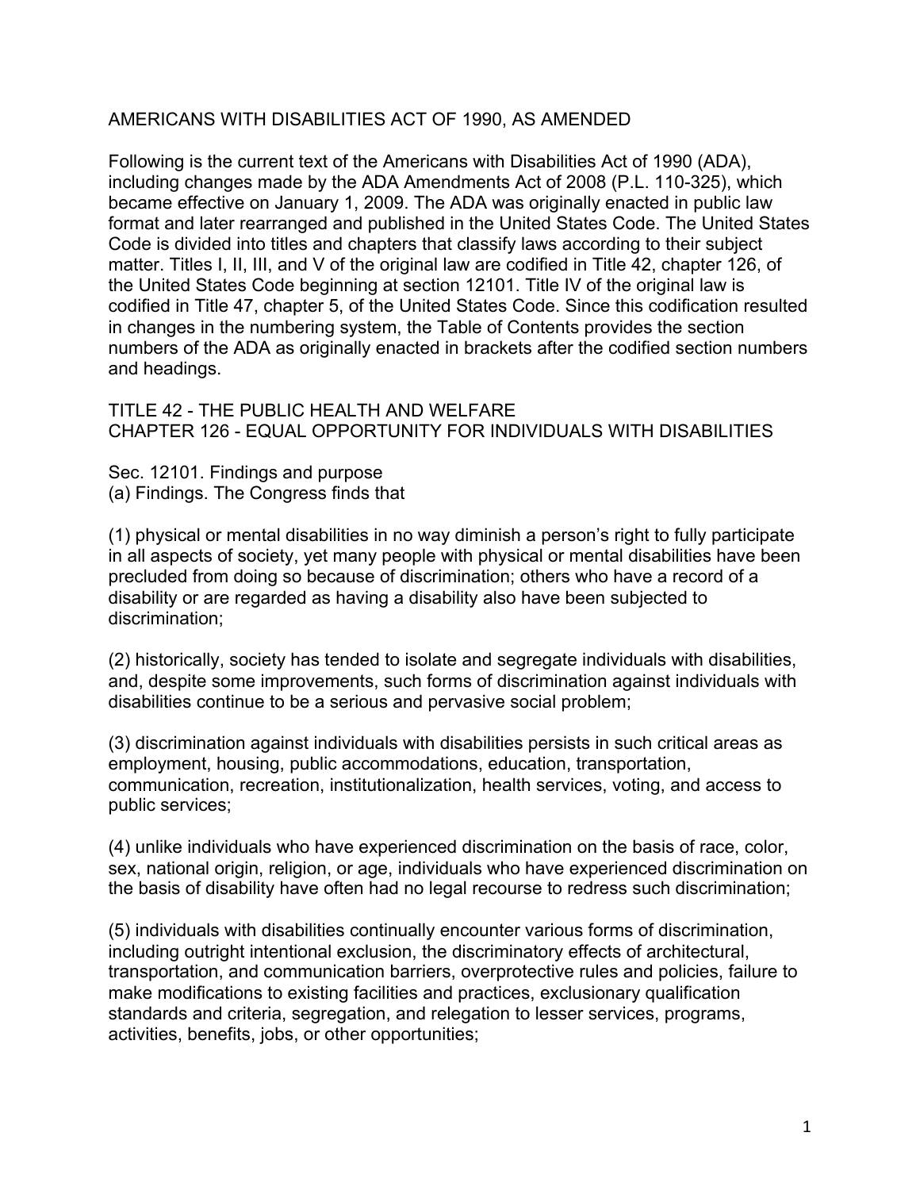# AMERICANS WITH DISABILITIES ACT OF 1990, AS AMENDED

Following is the current text of the Americans with Disabilities Act of 1990 (ADA), including changes made by the ADA Amendments Act of 2008 (P.L. 110-325), which became effective on January 1, 2009. The ADA was originally enacted in public law format and later rearranged and published in the United States Code. The United States Code is divided into titles and chapters that classify laws according to their subject matter. Titles I, II, III, and V of the original law are codified in Title 42, chapter 126, of the United States Code beginning at section 12101. Title IV of the original law is codified in Title 47, chapter 5, of the United States Code. Since this codification resulted in changes in the numbering system, the Table of Contents provides the section numbers of the ADA as originally enacted in brackets after the codified section numbers and headings.

## TITLE 42 - THE PUBLIC HEALTH AND WELFARE
## CHAPTER 126 - EQUAL OPPORTUNITY FOR INDIVIDUALS WITH DISABILITIES

### Sec. 12101. Findings and purpose

(a) Findings. The Congress finds that

(1) physical or mental disabilities in no way diminish a person's right to fully participate in all aspects of society, yet many people with physical or mental disabilities have been precluded from doing so because of discrimination; others who have a record of a disability or are regarded as having a disability also have been subjected to discrimination;

(2) historically, society has tended to isolate and segregate individuals with disabilities, and, despite some improvements, such forms of discrimination against individuals with disabilities continue to be a serious and pervasive social problem;

(3) discrimination against individuals with disabilities persists in such critical areas as employment, housing, public accommodations, education, transportation, communication, recreation, institutionalization, health services, voting, and access to public services;

(4) unlike individuals who have experienced discrimination on the basis of race, color, sex, national origin, religion, or age, individuals who have experienced discrimination on the basis of disability have often had no legal recourse to redress such discrimination;

(5) individuals with disabilities continually encounter various forms of discrimination, including outright intentional exclusion, the discriminatory effects of architectural, transportation, and communication barriers, overprotective rules and policies, failure to make modifications to existing facilities and practices, exclusionary qualification standards and criteria, segregation, and relegation to lesser services, programs, activities, benefits, jobs, or other opportunities;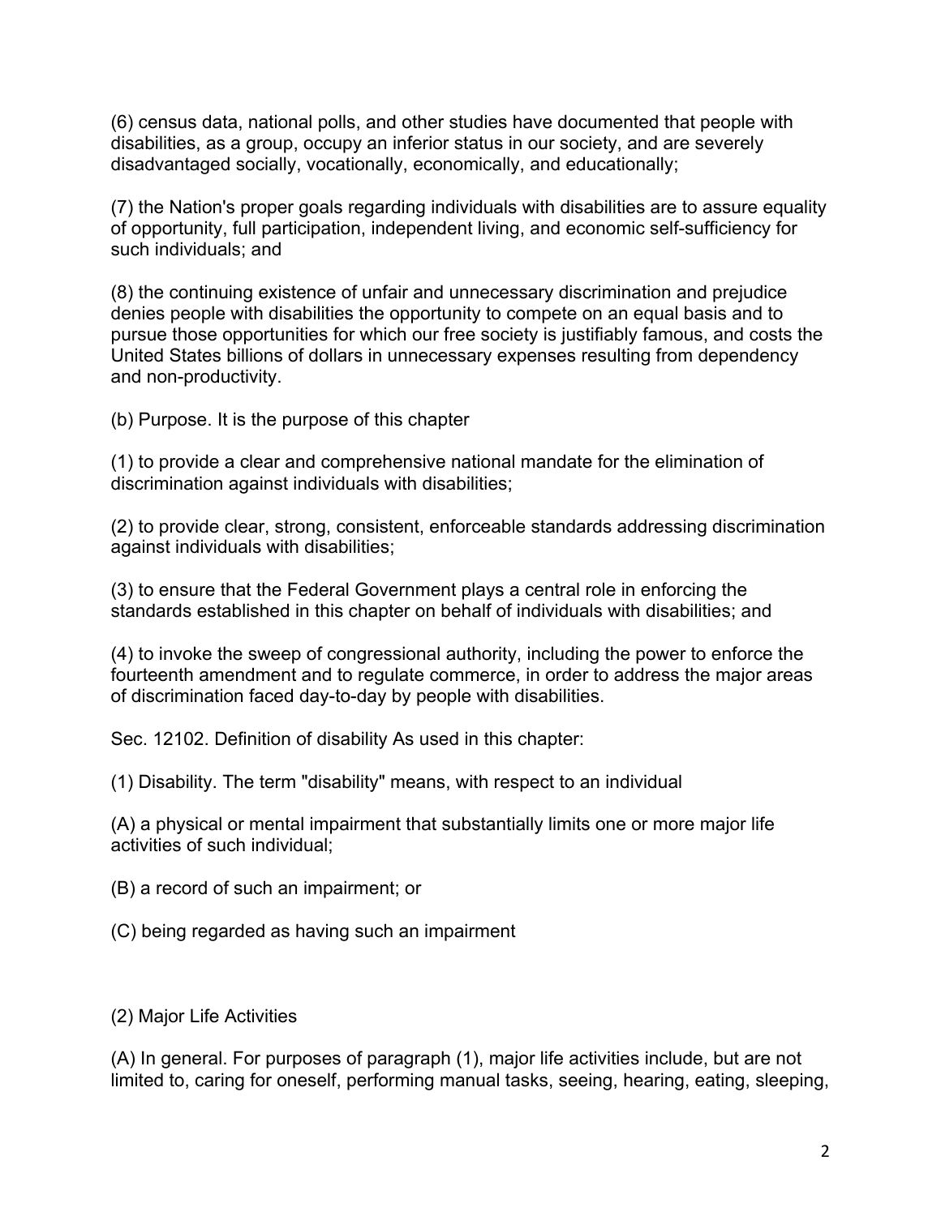(6) census data, national polls, and other studies have documented that people with disabilities, as a group, occupy an inferior status in our society, and are severely disadvantaged socially, vocationally, economically, and educationally;

(7) the Nation's proper goals regarding individuals with disabilities are to assure equality of opportunity, full participation, independent living, and economic self-sufficiency for such individuals; and

(8) the continuing existence of unfair and unnecessary discrimination and prejudice denies people with disabilities the opportunity to compete on an equal basis and to pursue those opportunities for which our free society is justifiably famous, and costs the United States billions of dollars in unnecessary expenses resulting from dependency and non-productivity.

(b) Purpose. It is the purpose of this chapter

(1) to provide a clear and comprehensive national mandate for the elimination of discrimination against individuals with disabilities;

(2) to provide clear, strong, consistent, enforceable standards addressing discrimination against individuals with disabilities;

(3) to ensure that the Federal Government plays a central role in enforcing the standards established in this chapter on behalf of individuals with disabilities; and

(4) to invoke the sweep of congressional authority, including the power to enforce the fourteenth amendment and to regulate commerce, in order to address the major areas of discrimination faced day-to-day by people with disabilities.

Sec. 12102. Definition of disability As used in this chapter:

(1) Disability. The term "disability" means, with respect to an individual

(A) a physical or mental impairment that substantially limits one or more major life activities of such individual;

(B) a record of such an impairment; or

(C) being regarded as having such an impairment

(2) Major Life Activities

(A) In general. For purposes of paragraph (1), major life activities include, but are not limited to, caring for oneself, performing manual tasks, seeing, hearing, eating, sleeping,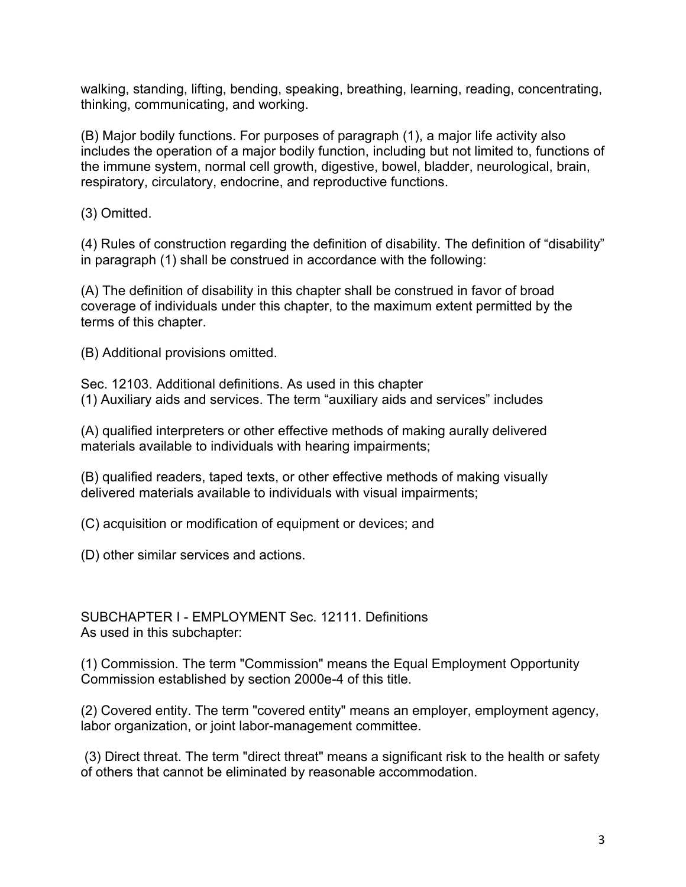walking, standing, lifting, bending, speaking, breathing, learning, reading, concentrating, thinking, communicating, and working.

(B) Major bodily functions. For purposes of paragraph (1), a major life activity also includes the operation of a major bodily function, including but not limited to, functions of the immune system, normal cell growth, digestive, bowel, bladder, neurological, brain, respiratory, circulatory, endocrine, and reproductive functions.

(3) Omitted.

(4) Rules of construction regarding the definition of disability. The definition of "disability" in paragraph (1) shall be construed in accordance with the following:

(A) The definition of disability in this chapter shall be construed in favor of broad coverage of individuals under this chapter, to the maximum extent permitted by the terms of this chapter.

(B) Additional provisions omitted.

Sec. 12103. Additional definitions. As used in this chapter
(1) Auxiliary aids and services. The term "auxiliary aids and services" includes

(A) qualified interpreters or other effective methods of making aurally delivered materials available to individuals with hearing impairments;

(B) qualified readers, taped texts, or other effective methods of making visually delivered materials available to individuals with visual impairments;

(C) acquisition or modification of equipment or devices; and

(D) other similar services and actions.

SUBCHAPTER I - EMPLOYMENT Sec. 12111. Definitions
As used in this subchapter:

(1) Commission. The term "Commission" means the Equal Employment Opportunity Commission established by section 2000e-4 of this title.

(2) Covered entity. The term "covered entity" means an employer, employment agency, labor organization, or joint labor-management committee.

(3) Direct threat. The term "direct threat" means a significant risk to the health or safety of others that cannot be eliminated by reasonable accommodation.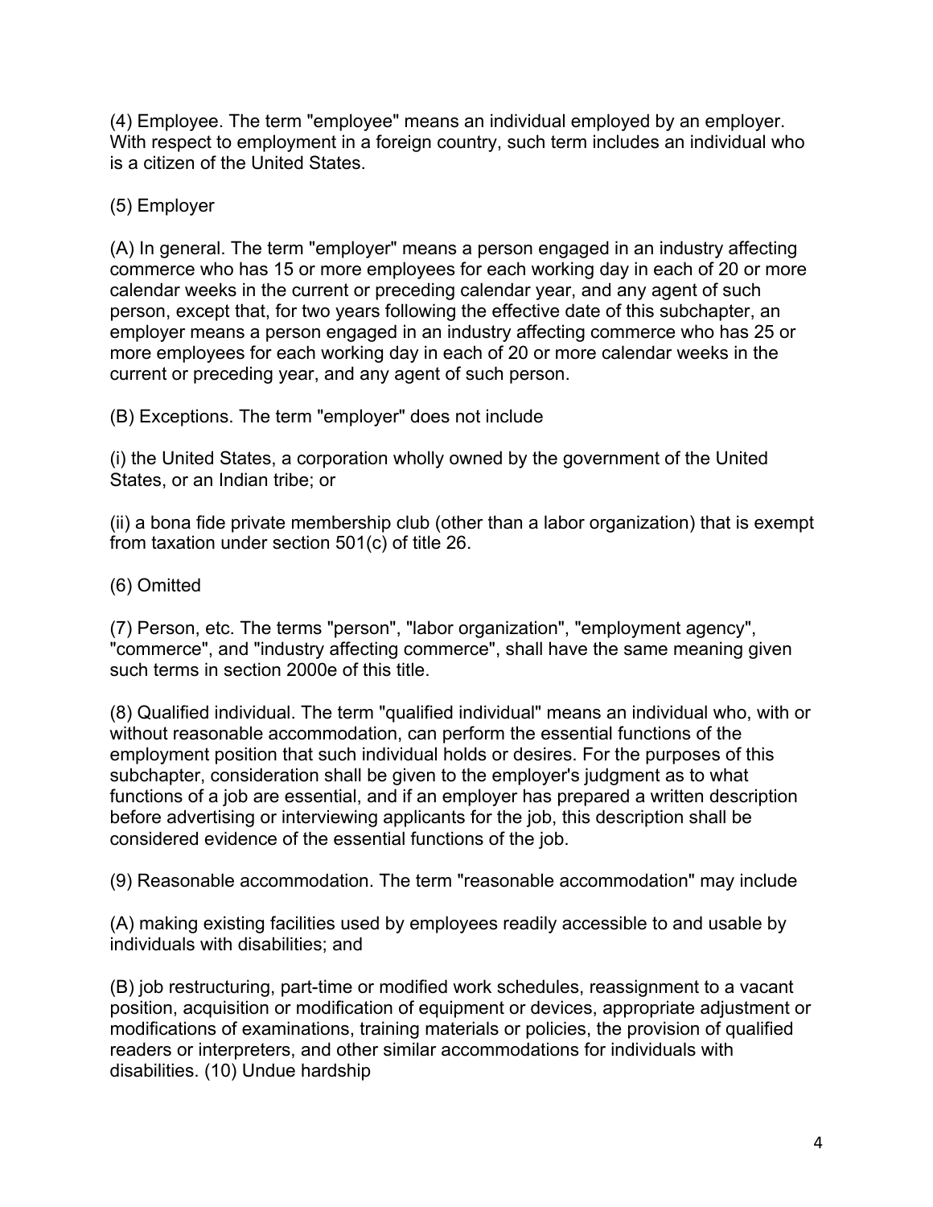(4) Employee. The term "employee" means an individual employed by an employer. With respect to employment in a foreign country, such term includes an individual who is a citizen of the United States.

(5) Employer

(A) In general. The term "employer" means a person engaged in an industry affecting commerce who has 15 or more employees for each working day in each of 20 or more calendar weeks in the current or preceding calendar year, and any agent of such person, except that, for two years following the effective date of this subchapter, an employer means a person engaged in an industry affecting commerce who has 25 or more employees for each working day in each of 20 or more calendar weeks in the current or preceding year, and any agent of such person.

(B) Exceptions. The term "employer" does not include

(i) the United States, a corporation wholly owned by the government of the United States, or an Indian tribe; or

(ii) a bona fide private membership club (other than a labor organization) that is exempt from taxation under section 501(c) of title 26.

(6) Omitted

(7) Person, etc. The terms "person", "labor organization", "employment agency", "commerce", and "industry affecting commerce", shall have the same meaning given such terms in section 2000e of this title.

(8) Qualified individual. The term "qualified individual" means an individual who, with or without reasonable accommodation, can perform the essential functions of the employment position that such individual holds or desires. For the purposes of this subchapter, consideration shall be given to the employer's judgment as to what functions of a job are essential, and if an employer has prepared a written description before advertising or interviewing applicants for the job, this description shall be considered evidence of the essential functions of the job.

(9) Reasonable accommodation. The term "reasonable accommodation" may include

(A) making existing facilities used by employees readily accessible to and usable by individuals with disabilities; and

(B) job restructuring, part-time or modified work schedules, reassignment to a vacant position, acquisition or modification of equipment or devices, appropriate adjustment or modifications of examinations, training materials or policies, the provision of qualified readers or interpreters, and other similar accommodations for individuals with disabilities. (10) Undue hardship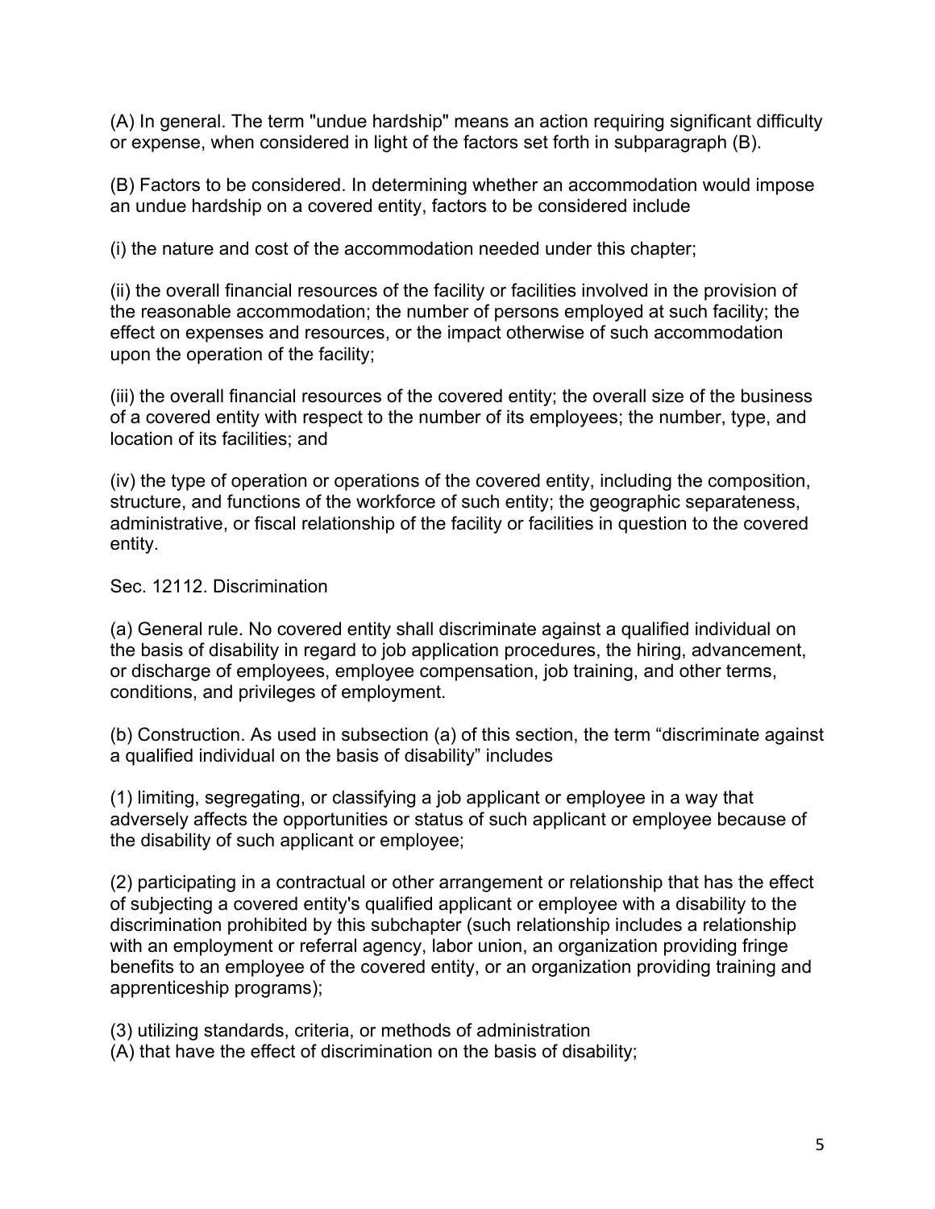(A) In general. The term "undue hardship" means an action requiring significant difficulty or expense, when considered in light of the factors set forth in subparagraph (B).

(B) Factors to be considered. In determining whether an accommodation would impose an undue hardship on a covered entity, factors to be considered include

(i) the nature and cost of the accommodation needed under this chapter;

(ii) the overall financial resources of the facility or facilities involved in the provision of the reasonable accommodation; the number of persons employed at such facility; the effect on expenses and resources, or the impact otherwise of such accommodation upon the operation of the facility;

(iii) the overall financial resources of the covered entity; the overall size of the business of a covered entity with respect to the number of its employees; the number, type, and location of its facilities; and

(iv) the type of operation or operations of the covered entity, including the composition, structure, and functions of the workforce of such entity; the geographic separateness, administrative, or fiscal relationship of the facility or facilities in question to the covered entity.

Sec. 12112. Discrimination

(a) General rule. No covered entity shall discriminate against a qualified individual on the basis of disability in regard to job application procedures, the hiring, advancement, or discharge of employees, employee compensation, job training, and other terms, conditions, and privileges of employment.

(b) Construction. As used in subsection (a) of this section, the term “discriminate against a qualified individual on the basis of disability” includes

(1) limiting, segregating, or classifying a job applicant or employee in a way that adversely affects the opportunities or status of such applicant or employee because of the disability of such applicant or employee;

(2) participating in a contractual or other arrangement or relationship that has the effect of subjecting a covered entity's qualified applicant or employee with a disability to the discrimination prohibited by this subchapter (such relationship includes a relationship with an employment or referral agency, labor union, an organization providing fringe benefits to an employee of the covered entity, or an organization providing training and apprenticeship programs);

(3) utilizing standards, criteria, or methods of administration
(A) that have the effect of discrimination on the basis of disability;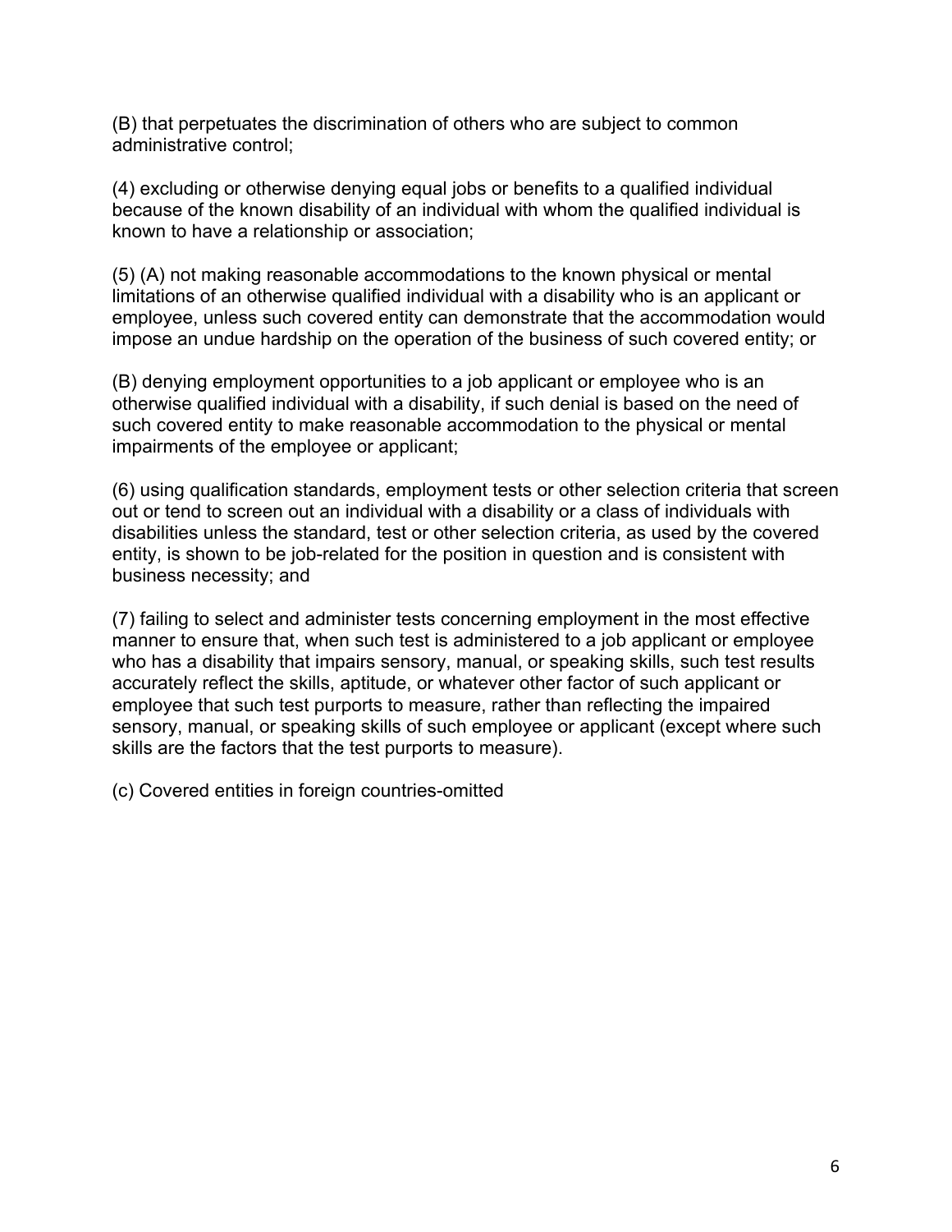(B) that perpetuates the discrimination of others who are subject to common administrative control;

(4) excluding or otherwise denying equal jobs or benefits to a qualified individual because of the known disability of an individual with whom the qualified individual is known to have a relationship or association;

(5) (A) not making reasonable accommodations to the known physical or mental limitations of an otherwise qualified individual with a disability who is an applicant or employee, unless such covered entity can demonstrate that the accommodation would impose an undue hardship on the operation of the business of such covered entity; or

(B) denying employment opportunities to a job applicant or employee who is an otherwise qualified individual with a disability, if such denial is based on the need of such covered entity to make reasonable accommodation to the physical or mental impairments of the employee or applicant;

(6) using qualification standards, employment tests or other selection criteria that screen out or tend to screen out an individual with a disability or a class of individuals with disabilities unless the standard, test or other selection criteria, as used by the covered entity, is shown to be job-related for the position in question and is consistent with business necessity; and

(7) failing to select and administer tests concerning employment in the most effective manner to ensure that, when such test is administered to a job applicant or employee who has a disability that impairs sensory, manual, or speaking skills, such test results accurately reflect the skills, aptitude, or whatever other factor of such applicant or employee that such test purports to measure, rather than reflecting the impaired sensory, manual, or speaking skills of such employee or applicant (except where such skills are the factors that the test purports to measure).

(c) Covered entities in foreign countries-omitted